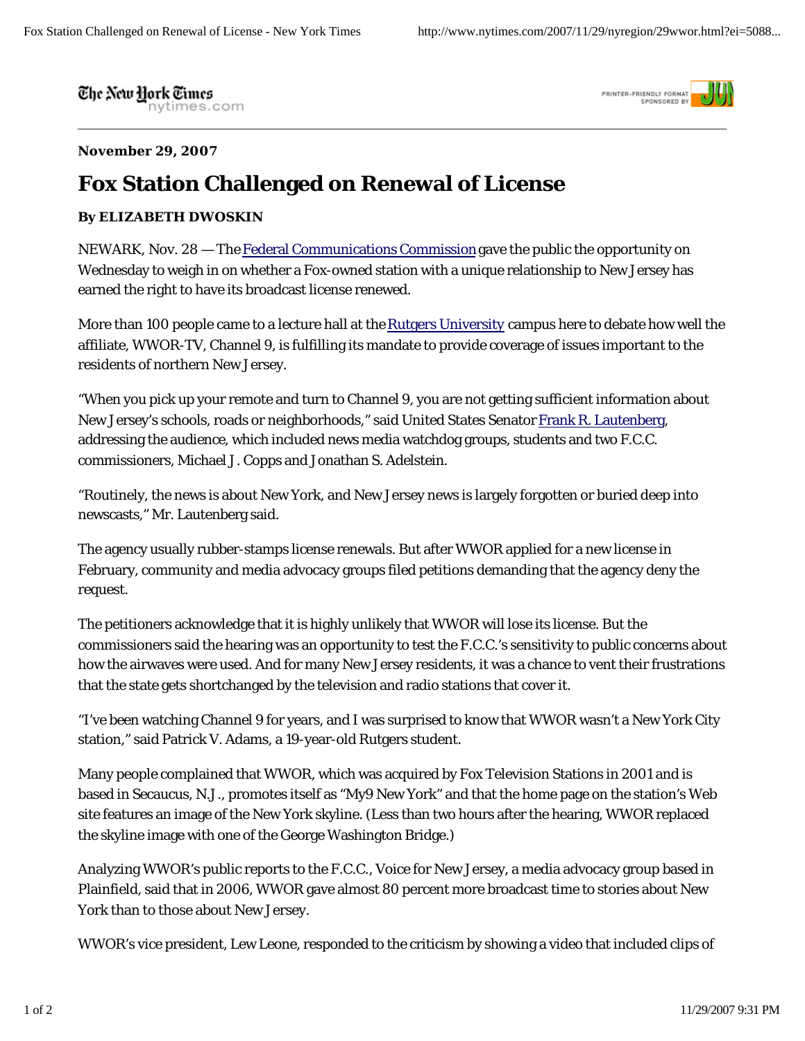**November 29, 2007**

# Fox Station Challenged on Renewal of License

**By ELIZABETH DWOSKIN**

NEWARK, Nov. 28 — The Federal Communications Commission gave the public the opportunity on Wednesday to weigh in on whether a Fox-owned station with a unique relationship to New Jersey has earned the right to have its broadcast license renewed.

More than 100 people came to a lecture hall at the Rutgers University campus here to debate how well the affiliate, WWOR-TV, Channel 9, is fulfilling its mandate to provide coverage of issues important to the residents of northern New Jersey.

"When you pick up your remote and turn to Channel 9, you are not getting sufficient information about New Jersey's schools, roads or neighborhoods," said United States Senator Frank R. Lautenberg, addressing the audience, which included news media watchdog groups, students and two F.C.C. commissioners, Michael J. Copps and Jonathan S. Adelstein.

"Routinely, the news is about New York, and New Jersey news is largely forgotten or buried deep into newscasts," Mr. Lautenberg said.

The agency usually rubber-stamps license renewals. But after WWOR applied for a new license in February, community and media advocacy groups filed petitions demanding that the agency deny the request.

The petitioners acknowledge that it is highly unlikely that WWOR will lose its license. But the commissioners said the hearing was an opportunity to test the F.C.C.'s sensitivity to public concerns about how the airwaves were used. And for many New Jersey residents, it was a chance to vent their frustrations that the state gets shortchanged by the television and radio stations that cover it.

"I've been watching Channel 9 for years, and I was surprised to know that WWOR wasn't a New York City station," said Patrick V. Adams, a 19-year-old Rutgers student.

Many people complained that WWOR, which was acquired by Fox Television Stations in 2001 and is based in Secaucus, N.J., promotes itself as "My9 New York" and that the home page on the station's Web site features an image of the New York skyline. (Less than two hours after the hearing, WWOR replaced the skyline image with one of the George Washington Bridge.)

Analyzing WWOR's public reports to the F.C.C., Voice for New Jersey, a media advocacy group based in Plainfield, said that in 2006, WWOR gave almost 80 percent more broadcast time to stories about New York than to those about New Jersey.

WWOR's vice president, Lew Leone, responded to the criticism by showing a video that included clips of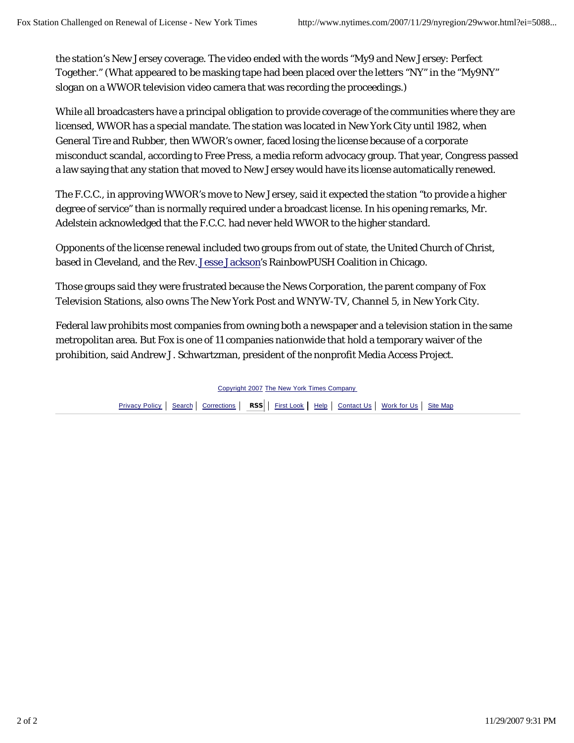the station's New Jersey coverage. The video ended with the words "My9 and New Jersey: Perfect Together." (What appeared to be masking tape had been placed over the letters "NY" in the "My9NY" slogan on a WWOR television video camera that was recording the proceedings.)

While all broadcasters have a principal obligation to provide coverage of the communities where they are licensed, WWOR has a special mandate. The station was located in New York City until 1982, when General Tire and Rubber, then WWOR's owner, faced losing the license because of a corporate misconduct scandal, according to Free Press, a media reform advocacy group. That year, Congress passed a law saying that any station that moved to New Jersey would have its license automatically renewed.

The F.C.C., in approving WWOR's move to New Jersey, said it expected the station "to provide a higher degree of service" than is normally required under a broadcast license. In his opening remarks, Mr. Adelstein acknowledged that the F.C.C. had never held WWOR to the higher standard.

Opponents of the license renewal included two groups from out of state, the United Church of Christ, based in Cleveland, and the Rev. Jesse Jackson's RainbowPUSH Coalition in Chicago.

Those groups said they were frustrated because the News Corporation, the parent company of Fox Television Stations, also owns The New York Post and WNYW-TV, Channel 5, in New York City.

Federal law prohibits most companies from owning both a newspaper and a television station in the same metropolitan area. But Fox is one of 11 companies nationwide that hold a temporary waiver of the prohibition, said Andrew J. Schwartzman, president of the nonprofit Media Access Project.

Copyright 2007 The New York Times Company

Privacy Policy | Search | Corrections | RSS | First Look | Help | Contact Us | Work for Us | Site Map